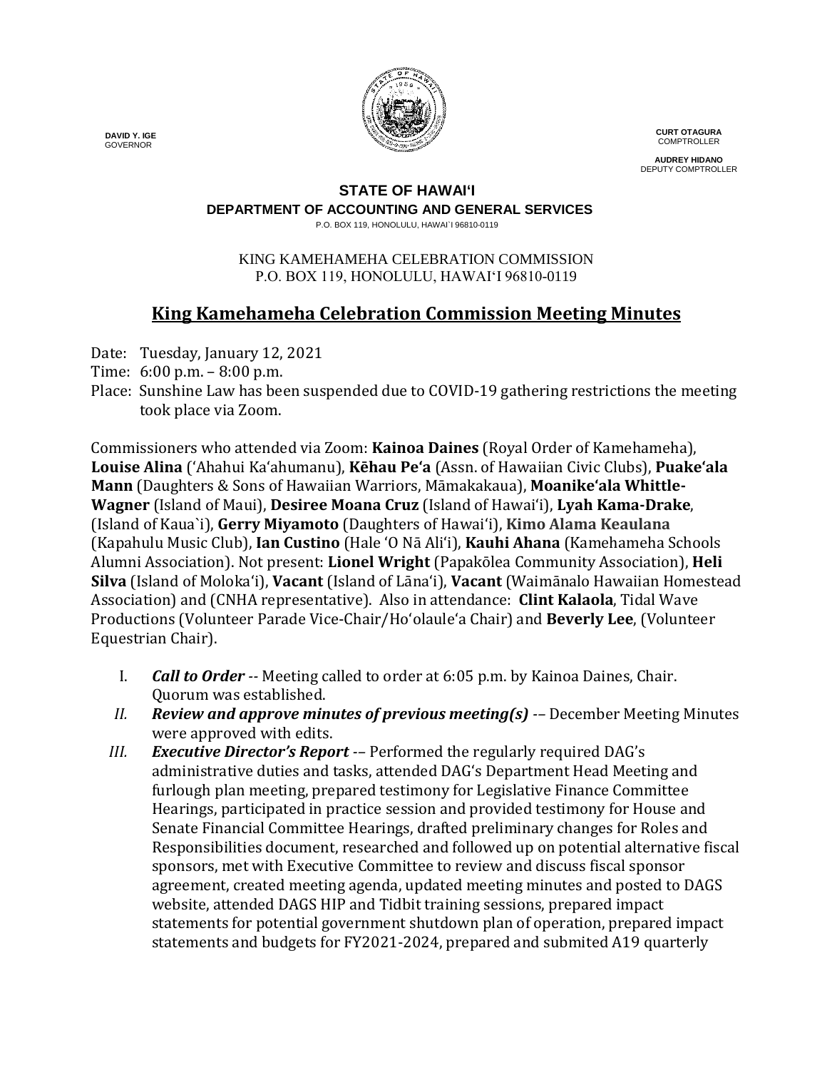**DAVID Y. IGE**
GOVERNOR

**CURT OTAGURA**
COMPTROLLER

**AUDREY HIDANO**
DEPUTY COMPTROLLER

**STATE OF HAWAIʻI**
**DEPARTMENT OF ACCOUNTING AND GENERAL SERVICES**
P.O. BOX 119, HONOLULU, HAWAI`I 96810-0119

KING KAMEHAMEHA CELEBRATION COMMISSION
P.O. BOX 119, HONOLULU, HAWAIʻI 96810-0119

# King Kamehameha Celebration Commission Meeting Minutes

Date: Tuesday, January 12, 2021
Time: 6:00 p.m. – 8:00 p.m.
Place: Sunshine Law has been suspended due to COVID-19 gathering restrictions the meeting took place via Zoom.

Commissioners who attended via Zoom: **Kainoa Daines** (Royal Order of Kamehameha), **Louise Alina** (ʻAhahui Kaʻahumanu), **Kēhau Peʻa** (Assn. of Hawaiian Civic Clubs), **Puakeʻala Mann** (Daughters & Sons of Hawaiian Warriors, Māmakakaua), **Moanikeʻala Whittle-Wagner** (Island of Maui), **Desiree Moana Cruz** (Island of Hawaiʻi), **Lyah Kama-Drake**, (Island of Kaua`i), **Gerry Miyamoto** (Daughters of Hawaiʻi), **Kimo Alama Keaulana** (Kapahulu Music Club), **Ian Custino** (Hale ʻO Nā Aliʻi), **Kauhi Ahana** (Kamehameha Schools Alumni Association). Not present: **Lionel Wright** (Papakōlea Community Association), **Heli Silva** (Island of Molokaʻi), **Vacant** (Island of Lānaʻi), **Vacant** (Waimānalo Hawaiian Homestead Association) and (CNHA representative). Also in attendance: **Clint Kalaola**, Tidal Wave Productions (Volunteer Parade Vice-Chair/Hoʻolauleʻa Chair) and **Beverly Lee**, (Volunteer Equestrian Chair).

I. ***Call to Order*** -- Meeting called to order at 6:05 p.m. by Kainoa Daines, Chair. Quorum was established.

*II.* ***Review and approve minutes of previous meeting(s)*** -– December Meeting Minutes were approved with edits.

*III.* ***Executive Director's Report*** -– Performed the regularly required DAG's administrative duties and tasks, attended DAG's Department Head Meeting and furlough plan meeting, prepared testimony for Legislative Finance Committee Hearings, participated in practice session and provided testimony for House and Senate Financial Committee Hearings, drafted preliminary changes for Roles and Responsibilities document, researched and followed up on potential alternative fiscal sponsors, met with Executive Committee to review and discuss fiscal sponsor agreement, created meeting agenda, updated meeting minutes and posted to DAGS website, attended DAGS HIP and Tidbit training sessions, prepared impact statements for potential government shutdown plan of operation, prepared impact statements and budgets for FY2021-2024, prepared and submited A19 quarterly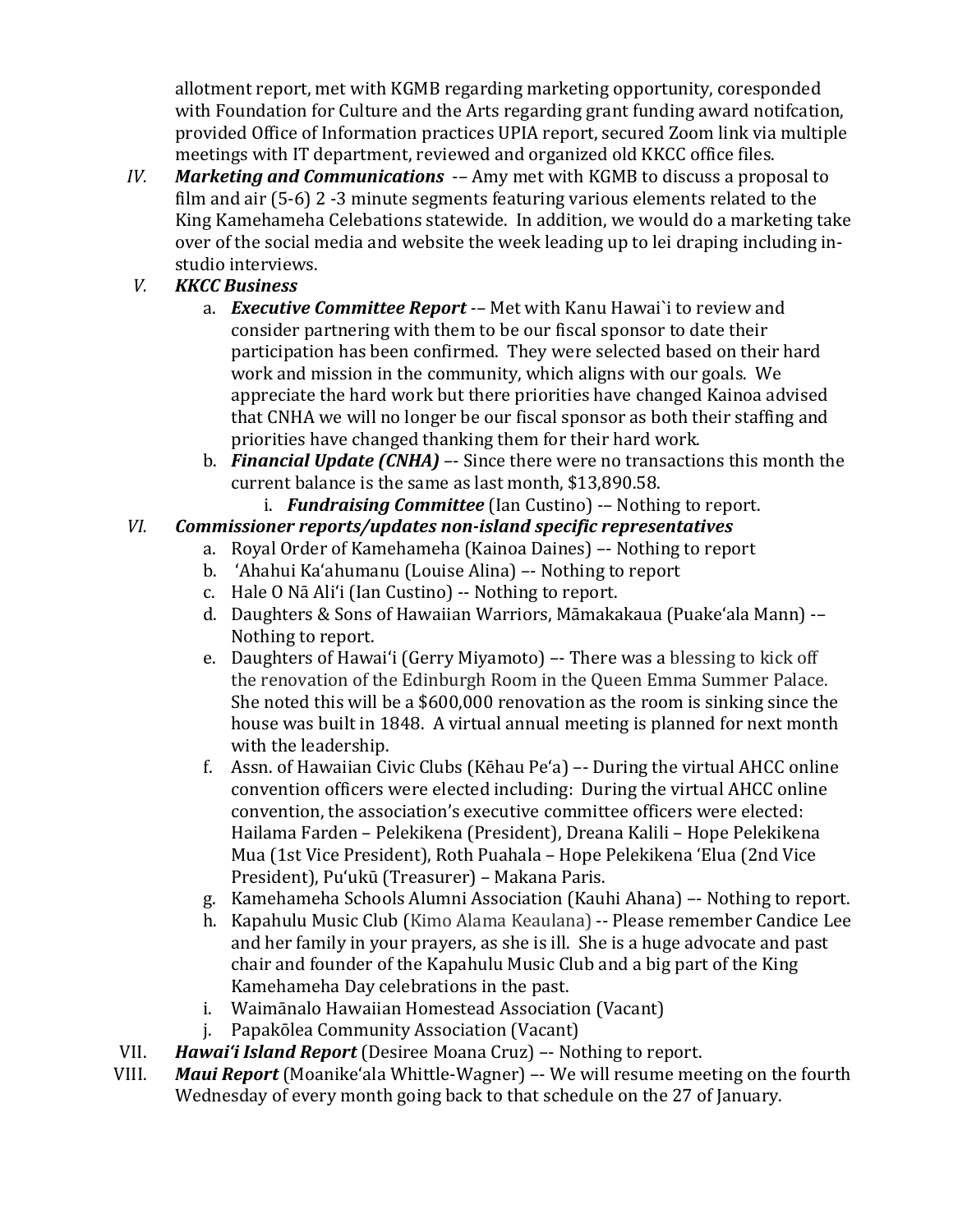allotment report, met with KGMB regarding marketing opportunity, coresponded with Foundation for Culture and the Arts regarding grant funding award notifcation, provided Office of Information practices UPIA report, secured Zoom link via multiple meetings with IT department, reviewed and organized old KKCC office files.

IV. ***Marketing and Communications*** -– Amy met with KGMB to discuss a proposal to film and air (5-6) 2 -3 minute segments featuring various elements related to the King Kamehameha Celebations statewide. In addition, we would do a marketing take over of the social media and website the week leading up to lei draping including in-studio interviews.

V. ***KKCC Business***

   a. ***Executive Committee Report*** -– Met with Kanu Hawai`i to review and consider partnering with them to be our fiscal sponsor to date their participation has been confirmed. They were selected based on their hard work and mission in the community, which aligns with our goals. We appreciate the hard work but there priorities have changed Kainoa advised that CNHA we will no longer be our fiscal sponsor as both their staffing and priorities have changed thanking them for their hard work.

   b. ***Financial Update (CNHA)*** –- Since there were no transactions this month the current balance is the same as last month, $13,890.58.

      i. ***Fundraising Committee*** (Ian Custino) -– Nothing to report.

VI. ***Commissioner reports/updates non-island specific representatives***

   a. Royal Order of Kamehameha (Kainoa Daines) –- Nothing to report

   b. ʻAhahui Kaʻahumanu (Louise Alina) –- Nothing to report

   c. Hale O Nā Aliʻi (Ian Custino) -- Nothing to report.

   d. Daughters & Sons of Hawaiian Warriors, Māmakakaua (Puakeʻala Mann) -– Nothing to report.

   e. Daughters of Hawaiʻi (Gerry Miyamoto) –- There was a blessing to kick off the renovation of the Edinburgh Room in the Queen Emma Summer Palace. She noted this will be a $600,000 renovation as the room is sinking since the house was built in 1848. A virtual annual meeting is planned for next month with the leadership.

   f. Assn. of Hawaiian Civic Clubs (Kēhau Peʻa) –- During the virtual AHCC online convention officers were elected including: During the virtual AHCC online convention, the association's executive committee officers were elected: Hailama Farden – Pelekikena (President), Dreana Kalili – Hope Pelekikena Mua (1st Vice President), Roth Puahala – Hope Pelekikena ʻElua (2nd Vice President), Puʻukū (Treasurer) – Makana Paris.

   g. Kamehameha Schools Alumni Association (Kauhi Ahana) –- Nothing to report.

   h. Kapahulu Music Club (Kimo Alama Keaulana) -- Please remember Candice Lee and her family in your prayers, as she is ill. She is a huge advocate and past chair and founder of the Kapahulu Music Club and a big part of the King Kamehameha Day celebrations in the past.

   i. Waimānalo Hawaiian Homestead Association (Vacant)

   j. Papakōlea Community Association (Vacant)

VII. ***Hawaiʻi Island Report*** (Desiree Moana Cruz) –- Nothing to report.

VIII. ***Maui Report*** (Moanikeʻala Whittle-Wagner) –- We will resume meeting on the fourth Wednesday of every month going back to that schedule on the 27 of January.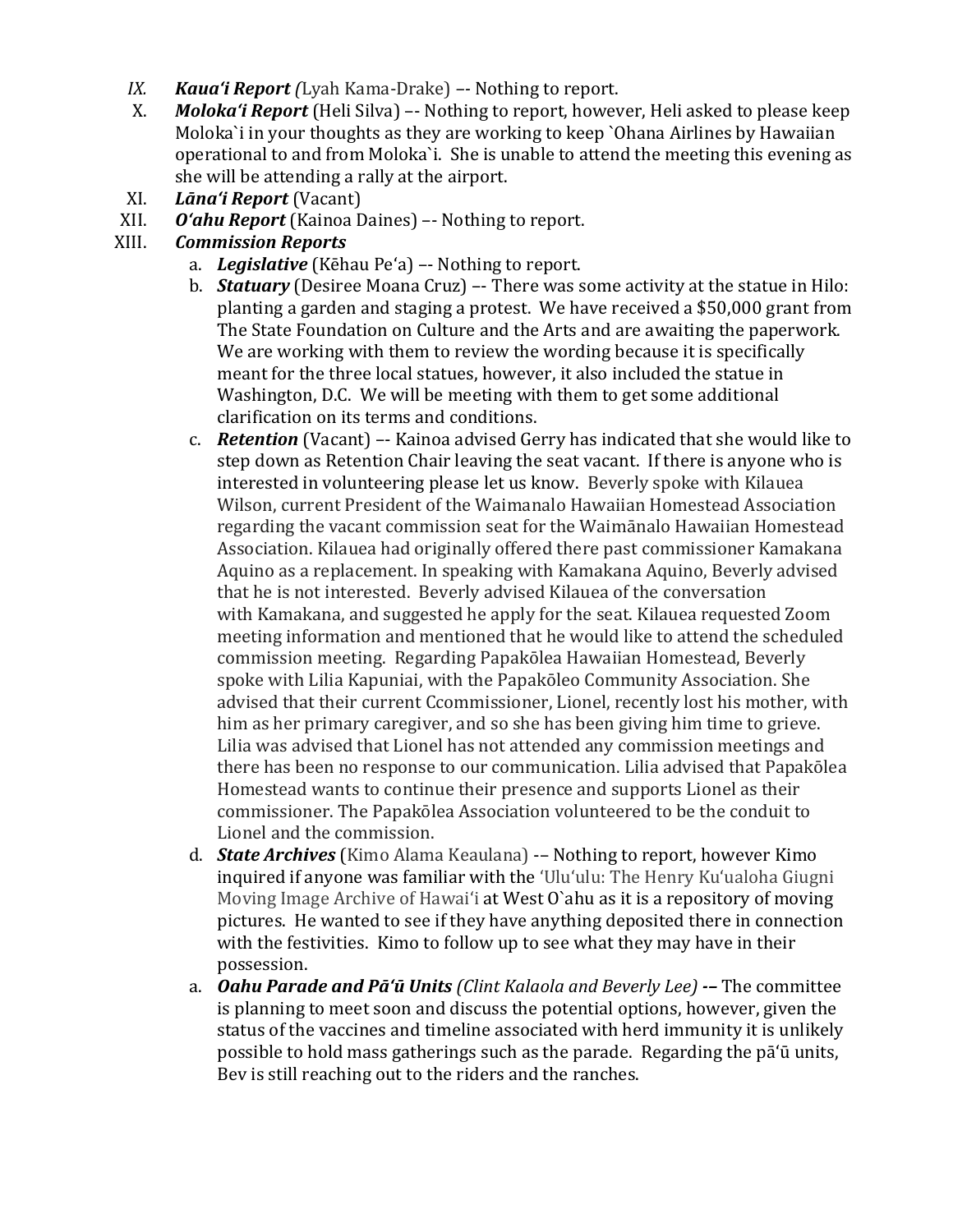IX. ***Kaua'i Report*** *(*Lyah Kama-Drake) –- Nothing to report.

X. ***Moloka'i Report*** (Heli Silva) –- Nothing to report, however, Heli asked to please keep Moloka`i in your thoughts as they are working to keep `Ohana Airlines by Hawaiian operational to and from Moloka`i. She is unable to attend the meeting this evening as she will be attending a rally at the airport.

XI. ***Lāna'i Report*** (Vacant)

XII. ***O'ahu Report*** (Kainoa Daines) –- Nothing to report.

XIII. ***Commission Reports***

a. ***Legislative*** (Kēhau Pe'a) –- Nothing to report.

b. ***Statuary*** (Desiree Moana Cruz) –- There was some activity at the statue in Hilo: planting a garden and staging a protest. We have received a $50,000 grant from The State Foundation on Culture and the Arts and are awaiting the paperwork. We are working with them to review the wording because it is specifically meant for the three local statues, however, it also included the statue in Washington, D.C. We will be meeting with them to get some additional clarification on its terms and conditions.

c. ***Retention*** (Vacant) –- Kainoa advised Gerry has indicated that she would like to step down as Retention Chair leaving the seat vacant. If there is anyone who is interested in volunteering please let us know. Beverly spoke with Kilauea Wilson, current President of the Waimanalo Hawaiian Homestead Association regarding the vacant commission seat for the Waimānalo Hawaiian Homestead Association. Kilauea had originally offered there past commissioner Kamakana Aquino as a replacement. In speaking with Kamakana Aquino, Beverly advised that he is not interested. Beverly advised Kilauea of the conversation with Kamakana, and suggested he apply for the seat. Kilauea requested Zoom meeting information and mentioned that he would like to attend the scheduled commission meeting. Regarding Papakōlea Hawaiian Homestead, Beverly spoke with Lilia Kapuniai, with the Papakōleo Community Association. She advised that their current Ccommissioner, Lionel, recently lost his mother, with him as her primary caregiver, and so she has been giving him time to grieve. Lilia was advised that Lionel has not attended any commission meetings and there has been no response to our communication. Lilia advised that Papakōlea Homestead wants to continue their presence and supports Lionel as their commissioner. The Papakōlea Association volunteered to be the conduit to Lionel and the commission.

d. ***State Archives*** (Kimo Alama Keaulana) -– Nothing to report, however Kimo inquired if anyone was familiar with the 'Ulu'ulu: The Henry Ku'ualoha Giugni Moving Image Archive of Hawai'i at West O`ahu as it is a repository of moving pictures. He wanted to see if they have anything deposited there in connection with the festivities. Kimo to follow up to see what they may have in their possession.

a. ***Oahu Parade and Pā'ū Units*** *(Clint Kalaola and Beverly Lee)* **-–** The committee is planning to meet soon and discuss the potential options, however, given the status of the vaccines and timeline associated with herd immunity it is unlikely possible to hold mass gatherings such as the parade. Regarding the pā'ū units, Bev is still reaching out to the riders and the ranches.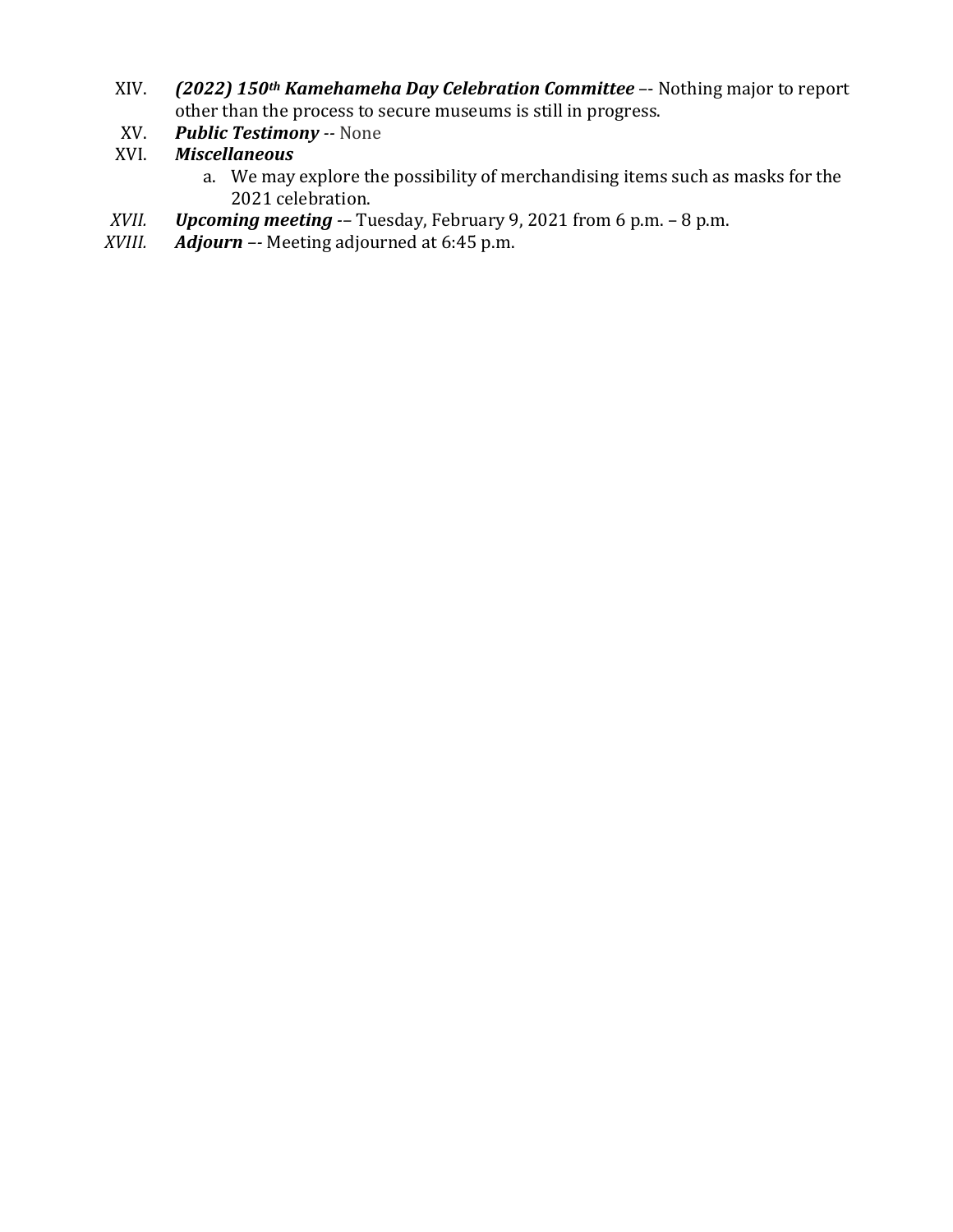XIV. ***(2022) 150th Kamehameha Day Celebration Committee*** –- Nothing major to report other than the process to secure museums is still in progress.

XV. ***Public Testimony*** -- None

XVI. ***Miscellaneous***

   a. We may explore the possibility of merchandising items such as masks for the 2021 celebration.

*XVII.* ***Upcoming meeting*** -– Tuesday, February 9, 2021 from 6 p.m. – 8 p.m.

*XVIII.* ***Adjourn*** –- Meeting adjourned at 6:45 p.m.